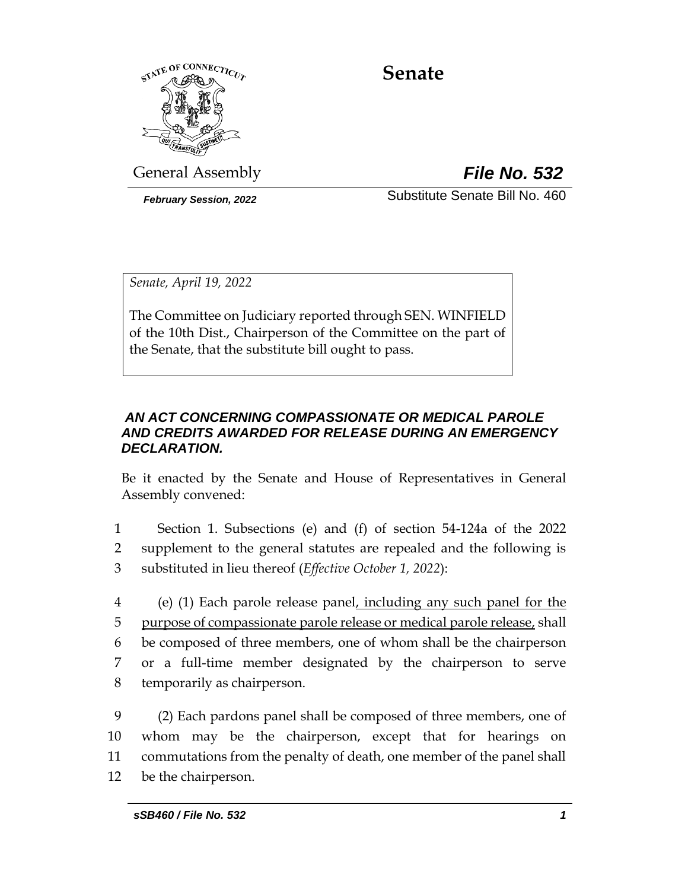# Senate

General Assembly **File No. 532**

*February Session, 2022* Substitute Senate Bill No. 460

*Senate, April 19, 2022*

The Committee on Judiciary reported through SEN. WINFIELD of the 10th Dist., Chairperson of the Committee on the part of the Senate, that the substitute bill ought to pass.

***AN ACT CONCERNING COMPASSIONATE OR MEDICAL PAROLE AND CREDITS AWARDED FOR RELEASE DURING AN EMERGENCY DECLARATION.***

Be it enacted by the Senate and House of Representatives in General Assembly convened:

1 Section 1. Subsections (e) and (f) of section 54-124a of the 2022
2 supplement to the general statutes are repealed and the following is
3 substituted in lieu thereof (*Effective October 1, 2022*):

4 (e) (1) Each parole release panel, including any such panel for the
5 purpose of compassionate parole release or medical parole release, shall
6 be composed of three members, one of whom shall be the chairperson
7 or a full-time member designated by the chairperson to serve
8 temporarily as chairperson.

9 (2) Each pardons panel shall be composed of three members, one of
10 whom may be the chairperson, except that for hearings on
11 commutations from the penalty of death, one member of the panel shall
12 be the chairperson.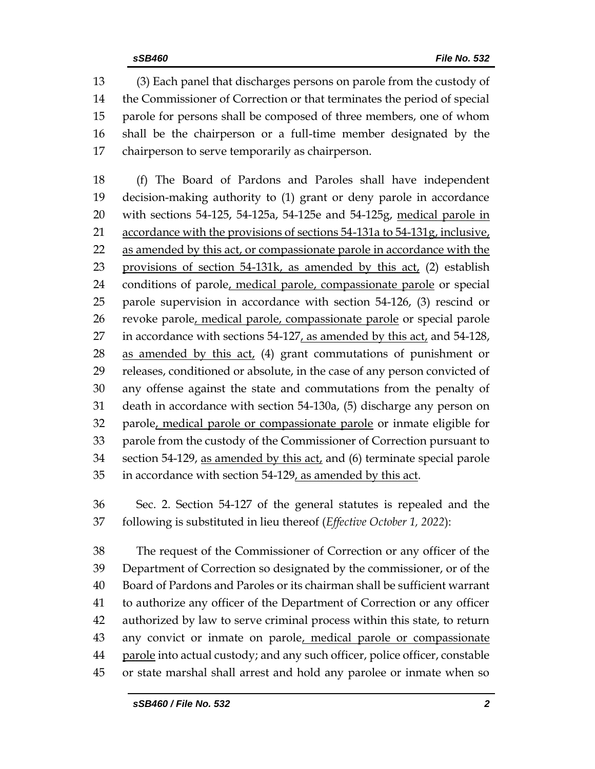(3) Each panel that discharges persons on parole from the custody of the Commissioner of Correction or that terminates the period of special parole for persons shall be composed of three members, one of whom shall be the chairperson or a full-time member designated by the chairperson to serve temporarily as chairperson.

(f) The Board of Pardons and Paroles shall have independent decision-making authority to (1) grant or deny parole in accordance with sections 54-125, 54-125a, 54-125e and 54-125g, medical parole in accordance with the provisions of sections 54-131a to 54-131g, inclusive, as amended by this act, or compassionate parole in accordance with the provisions of section 54-131k, as amended by this act, (2) establish conditions of parole, medical parole, compassionate parole or special parole supervision in accordance with section 54-126, (3) rescind or revoke parole, medical parole, compassionate parole or special parole in accordance with sections 54-127, as amended by this act, and 54-128, as amended by this act, (4) grant commutations of punishment or releases, conditioned or absolute, in the case of any person convicted of any offense against the state and commutations from the penalty of death in accordance with section 54-130a, (5) discharge any person on parole, medical parole or compassionate parole or inmate eligible for parole from the custody of the Commissioner of Correction pursuant to section 54-129, as amended by this act, and (6) terminate special parole in accordance with section 54-129, as amended by this act.

Sec. 2. Section 54-127 of the general statutes is repealed and the following is substituted in lieu thereof (*Effective October 1, 2022*):

The request of the Commissioner of Correction or any officer of the Department of Correction so designated by the commissioner, or of the Board of Pardons and Paroles or its chairman shall be sufficient warrant to authorize any officer of the Department of Correction or any officer authorized by law to serve criminal process within this state, to return any convict or inmate on parole, medical parole or compassionate parole into actual custody; and any such officer, police officer, constable or state marshal shall arrest and hold any parolee or inmate when so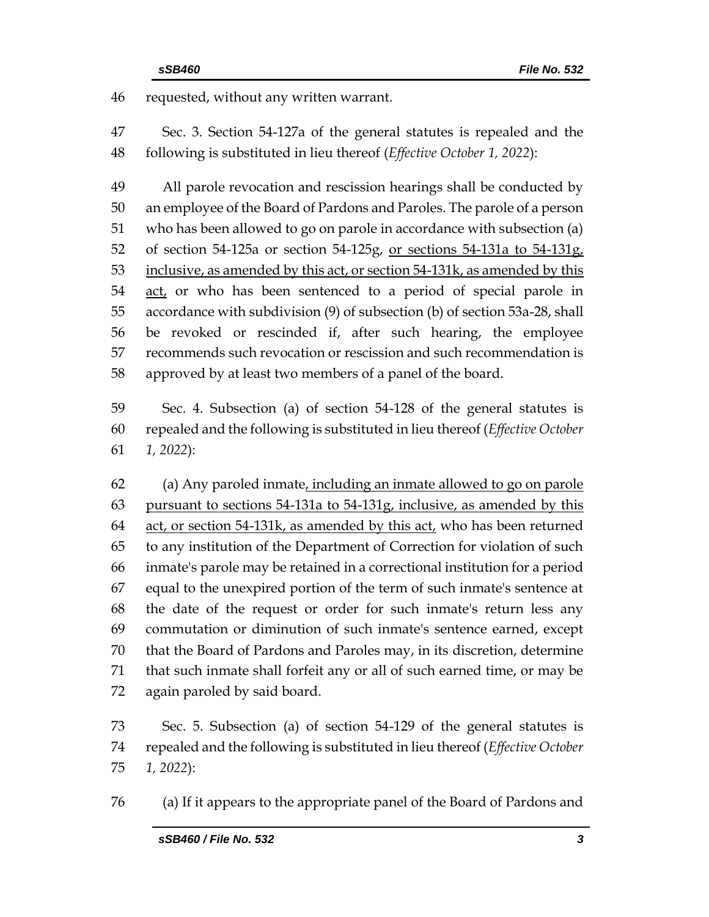requested, without any written warrant.

Sec. 3. Section 54-127a of the general statutes is repealed and the following is substituted in lieu thereof (*Effective October 1, 2022*):

All parole revocation and rescission hearings shall be conducted by an employee of the Board of Pardons and Paroles. The parole of a person who has been allowed to go on parole in accordance with subsection (a) of section 54-125a or section 54-125g, <u>or sections 54-131a to 54-131g, inclusive, as amended by this act, or section 54-131k, as amended by this act,</u> or who has been sentenced to a period of special parole in accordance with subdivision (9) of subsection (b) of section 53a-28, shall be revoked or rescinded if, after such hearing, the employee recommends such revocation or rescission and such recommendation is approved by at least two members of a panel of the board.

Sec. 4. Subsection (a) of section 54-128 of the general statutes is repealed and the following is substituted in lieu thereof (*Effective October 1, 2022*):

(a) Any paroled inmate<u>, including an inmate allowed to go on parole pursuant to sections 54-131a to 54-131g, inclusive, as amended by this act, or section 54-131k, as amended by this act,</u> who has been returned to any institution of the Department of Correction for violation of such inmate's parole may be retained in a correctional institution for a period equal to the unexpired portion of the term of such inmate's sentence at the date of the request or order for such inmate's return less any commutation or diminution of such inmate's sentence earned, except that the Board of Pardons and Paroles may, in its discretion, determine that such inmate shall forfeit any or all of such earned time, or may be again paroled by said board.

Sec. 5. Subsection (a) of section 54-129 of the general statutes is repealed and the following is substituted in lieu thereof (*Effective October 1, 2022*):

(a) If it appears to the appropriate panel of the Board of Pardons and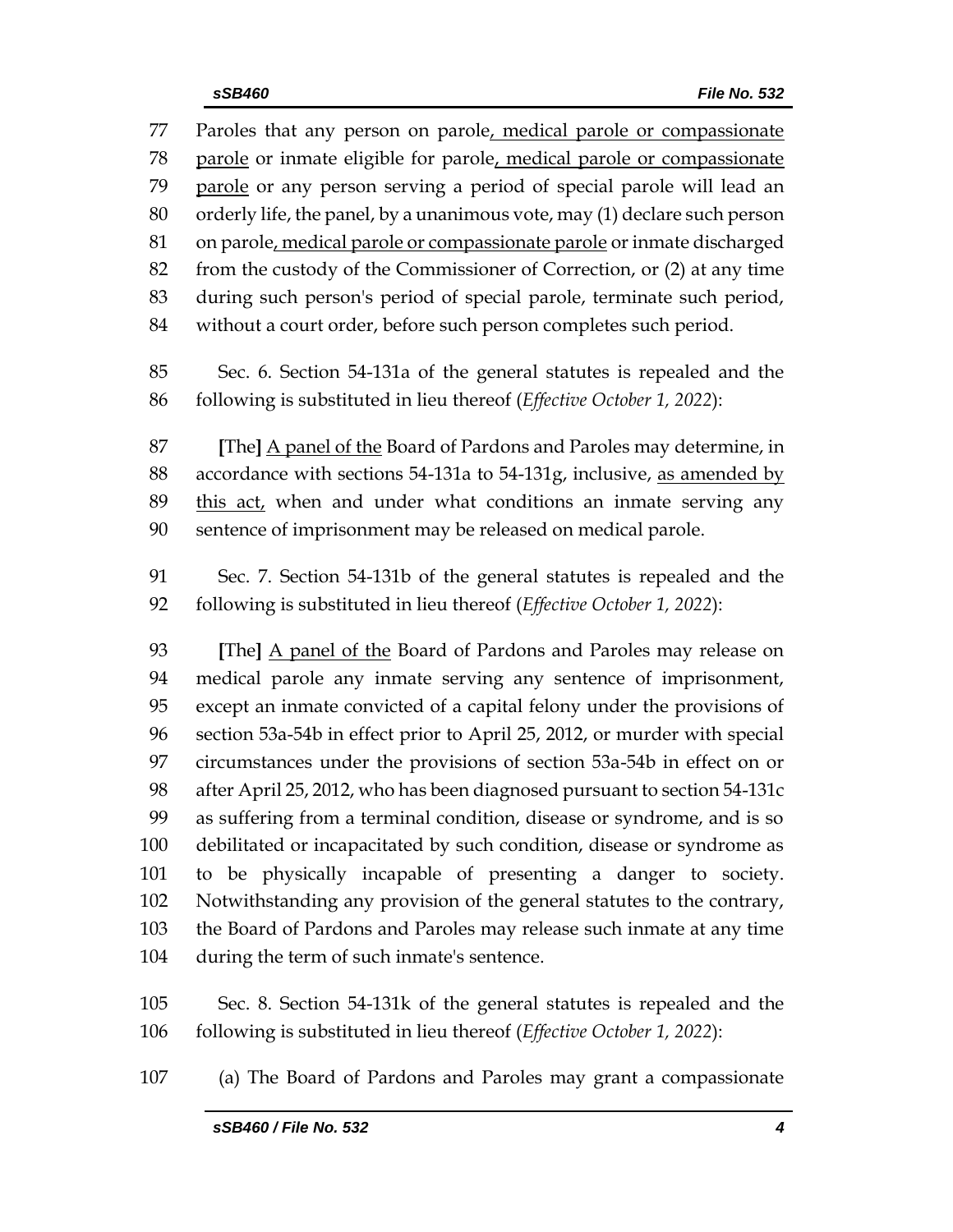Paroles that any person on parole<u>, medical parole or compassionate parole</u> or inmate eligible for parole<u>, medical parole or compassionate parole</u> or any person serving a period of special parole will lead an orderly life, the panel, by a unanimous vote, may (1) declare such person on parole<u>, medical parole or compassionate parole</u> or inmate discharged from the custody of the Commissioner of Correction, or (2) at any time during such person's period of special parole, terminate such period, without a court order, before such person completes such period.

Sec. 6. Section 54-131a of the general statutes is repealed and the following is substituted in lieu thereof (*Effective October 1, 2022*):

**[**The**]** <u>A panel of the</u> Board of Pardons and Paroles may determine, in accordance with sections 54-131a to 54-131g, inclusive, <u>as amended by this act,</u> when and under what conditions an inmate serving any sentence of imprisonment may be released on medical parole.

Sec. 7. Section 54-131b of the general statutes is repealed and the following is substituted in lieu thereof (*Effective October 1, 2022*):

**[**The**]** <u>A panel of the</u> Board of Pardons and Paroles may release on medical parole any inmate serving any sentence of imprisonment, except an inmate convicted of a capital felony under the provisions of section 53a-54b in effect prior to April 25, 2012, or murder with special circumstances under the provisions of section 53a-54b in effect on or after April 25, 2012, who has been diagnosed pursuant to section 54-131c as suffering from a terminal condition, disease or syndrome, and is so debilitated or incapacitated by such condition, disease or syndrome as to be physically incapable of presenting a danger to society. Notwithstanding any provision of the general statutes to the contrary, the Board of Pardons and Paroles may release such inmate at any time during the term of such inmate's sentence.

Sec. 8. Section 54-131k of the general statutes is repealed and the following is substituted in lieu thereof (*Effective October 1, 2022*):

(a) The Board of Pardons and Paroles may grant a compassionate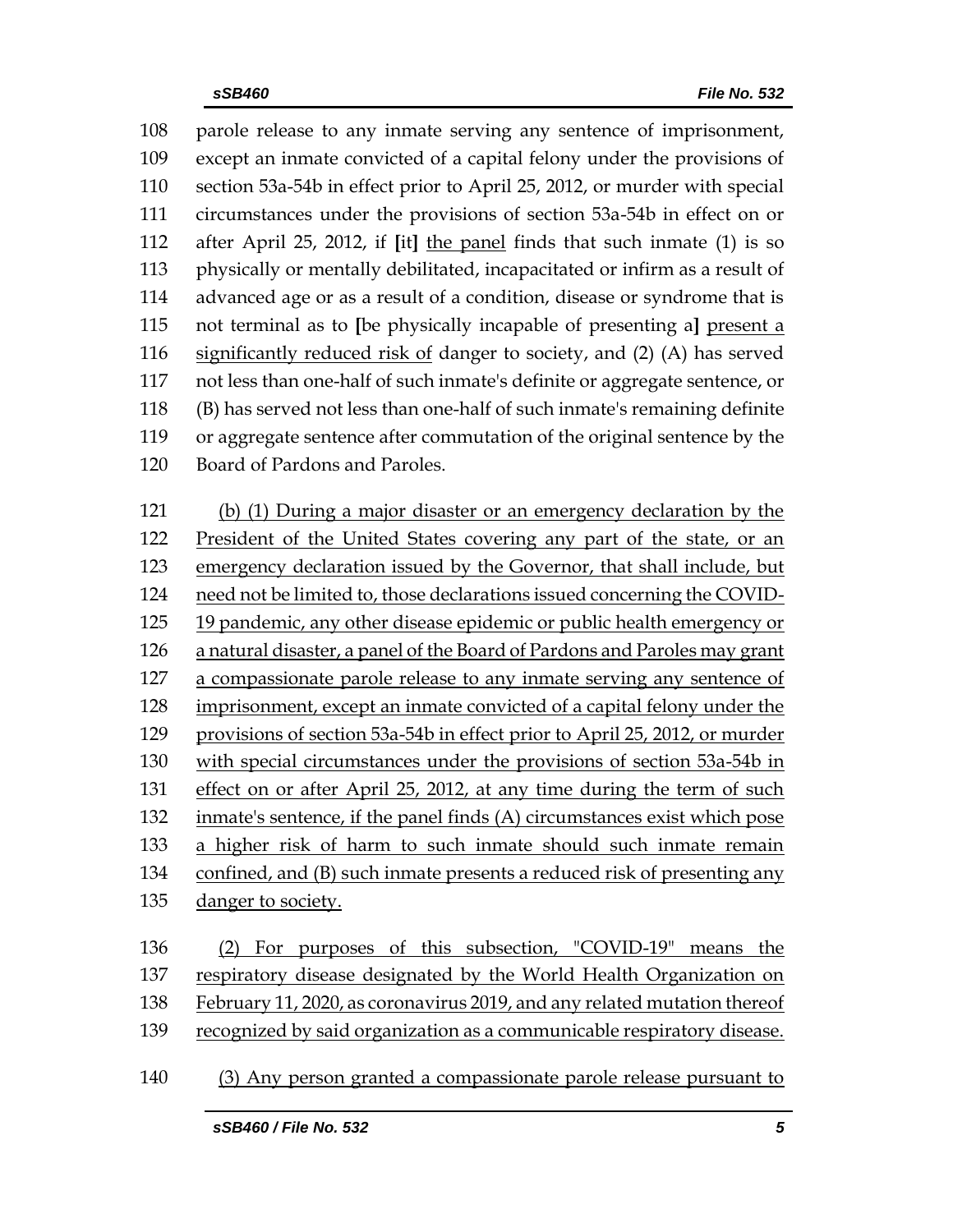parole release to any inmate serving any sentence of imprisonment, except an inmate convicted of a capital felony under the provisions of section 53a-54b in effect prior to April 25, 2012, or murder with special circumstances under the provisions of section 53a-54b in effect on or after April 25, 2012, if [it] the panel finds that such inmate (1) is so physically or mentally debilitated, incapacitated or infirm as a result of advanced age or as a result of a condition, disease or syndrome that is not terminal as to [be physically incapable of presenting a] present a significantly reduced risk of danger to society, and (2) (A) has served not less than one-half of such inmate's definite or aggregate sentence, or (B) has served not less than one-half of such inmate's remaining definite or aggregate sentence after commutation of the original sentence by the Board of Pardons and Paroles.

(b) (1) During a major disaster or an emergency declaration by the President of the United States covering any part of the state, or an emergency declaration issued by the Governor, that shall include, but need not be limited to, those declarations issued concerning the COVID-19 pandemic, any other disease epidemic or public health emergency or a natural disaster, a panel of the Board of Pardons and Paroles may grant a compassionate parole release to any inmate serving any sentence of imprisonment, except an inmate convicted of a capital felony under the provisions of section 53a-54b in effect prior to April 25, 2012, or murder with special circumstances under the provisions of section 53a-54b in effect on or after April 25, 2012, at any time during the term of such inmate's sentence, if the panel finds (A) circumstances exist which pose a higher risk of harm to such inmate should such inmate remain confined, and (B) such inmate presents a reduced risk of presenting any danger to society.

(2) For purposes of this subsection, "COVID-19" means the respiratory disease designated by the World Health Organization on February 11, 2020, as coronavirus 2019, and any related mutation thereof recognized by said organization as a communicable respiratory disease.

(3) Any person granted a compassionate parole release pursuant to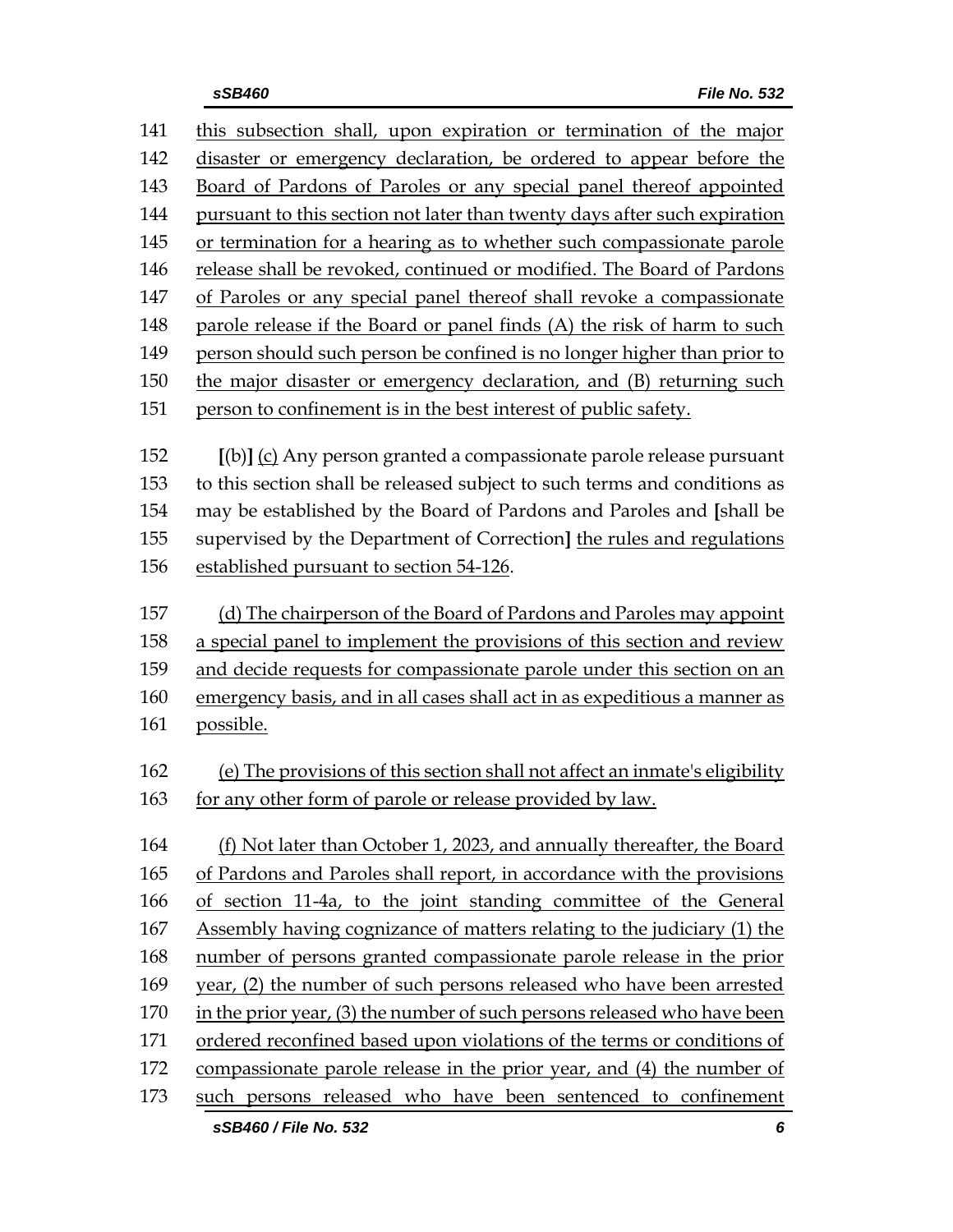this subsection shall, upon expiration or termination of the major disaster or emergency declaration, be ordered to appear before the Board of Pardons of Paroles or any special panel thereof appointed pursuant to this section not later than twenty days after such expiration or termination for a hearing as to whether such compassionate parole release shall be revoked, continued or modified. The Board of Pardons of Paroles or any special panel thereof shall revoke a compassionate parole release if the Board or panel finds (A) the risk of harm to such person should such person be confined is no longer higher than prior to the major disaster or emergency declaration, and (B) returning such person to confinement is in the best interest of public safety.

[(b)] (c) Any person granted a compassionate parole release pursuant to this section shall be released subject to such terms and conditions as may be established by the Board of Pardons and Paroles and [shall be supervised by the Department of Correction] the rules and regulations established pursuant to section 54-126.

(d) The chairperson of the Board of Pardons and Paroles may appoint a special panel to implement the provisions of this section and review and decide requests for compassionate parole under this section on an emergency basis, and in all cases shall act in as expeditious a manner as possible.

(e) The provisions of this section shall not affect an inmate's eligibility for any other form of parole or release provided by law.

(f) Not later than October 1, 2023, and annually thereafter, the Board of Pardons and Paroles shall report, in accordance with the provisions of section 11-4a, to the joint standing committee of the General Assembly having cognizance of matters relating to the judiciary (1) the number of persons granted compassionate parole release in the prior year, (2) the number of such persons released who have been arrested in the prior year, (3) the number of such persons released who have been ordered reconfined based upon violations of the terms or conditions of compassionate parole release in the prior year, and (4) the number of such persons released who have been sentenced to confinement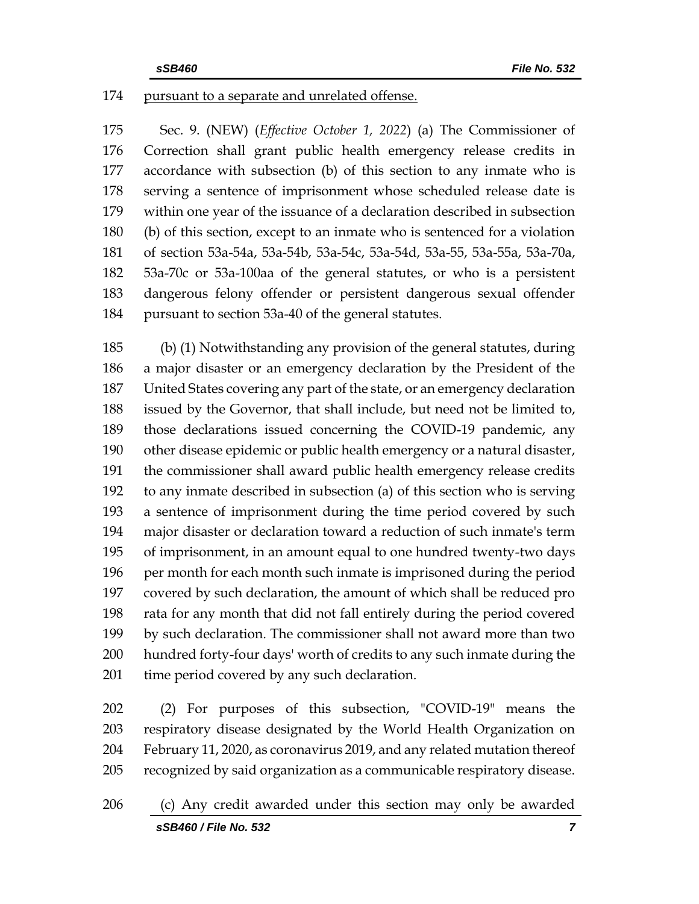pursuant to a separate and unrelated offense.

Sec. 9. (NEW) (*Effective October 1, 2022*) (a) The Commissioner of Correction shall grant public health emergency release credits in accordance with subsection (b) of this section to any inmate who is serving a sentence of imprisonment whose scheduled release date is within one year of the issuance of a declaration described in subsection (b) of this section, except to an inmate who is sentenced for a violation of section 53a-54a, 53a-54b, 53a-54c, 53a-54d, 53a-55, 53a-55a, 53a-70a, 53a-70c or 53a-100aa of the general statutes, or who is a persistent dangerous felony offender or persistent dangerous sexual offender pursuant to section 53a-40 of the general statutes.

(b) (1) Notwithstanding any provision of the general statutes, during a major disaster or an emergency declaration by the President of the United States covering any part of the state, or an emergency declaration issued by the Governor, that shall include, but need not be limited to, those declarations issued concerning the COVID-19 pandemic, any other disease epidemic or public health emergency or a natural disaster, the commissioner shall award public health emergency release credits to any inmate described in subsection (a) of this section who is serving a sentence of imprisonment during the time period covered by such major disaster or declaration toward a reduction of such inmate's term of imprisonment, in an amount equal to one hundred twenty-two days per month for each month such inmate is imprisoned during the period covered by such declaration, the amount of which shall be reduced pro rata for any month that did not fall entirely during the period covered by such declaration. The commissioner shall not award more than two hundred forty-four days' worth of credits to any such inmate during the time period covered by any such declaration.

(2) For purposes of this subsection, "COVID-19" means the respiratory disease designated by the World Health Organization on February 11, 2020, as coronavirus 2019, and any related mutation thereof recognized by said organization as a communicable respiratory disease.

(c) Any credit awarded under this section may only be awarded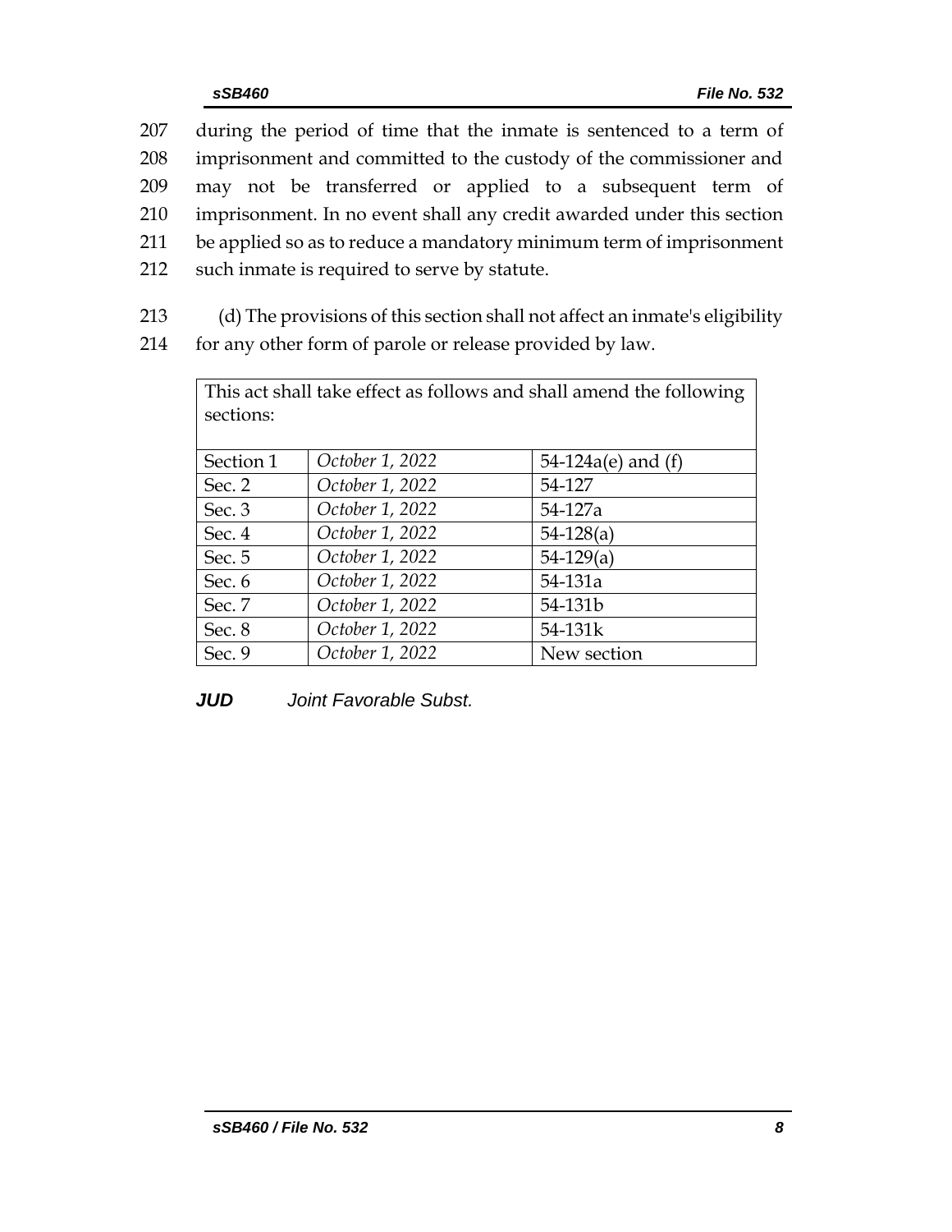during the period of time that the inmate is sentenced to a term of imprisonment and committed to the custody of the commissioner and may not be transferred or applied to a subsequent term of imprisonment. In no event shall any credit awarded under this section be applied so as to reduce a mandatory minimum term of imprisonment such inmate is required to serve by statute.

(d) The provisions of this section shall not affect an inmate's eligibility for any other form of parole or release provided by law.

| This act shall take effect as follows and shall amend the following sections: | | |
|---|---|---|
| Section 1 | *October 1, 2022* | 54-124a(e) and (f) |
| Sec. 2 | *October 1, 2022* | 54-127 |
| Sec. 3 | *October 1, 2022* | 54-127a |
| Sec. 4 | *October 1, 2022* | 54-128(a) |
| Sec. 5 | *October 1, 2022* | 54-129(a) |
| Sec. 6 | *October 1, 2022* | 54-131a |
| Sec. 7 | *October 1, 2022* | 54-131b |
| Sec. 8 | *October 1, 2022* | 54-131k |
| Sec. 9 | *October 1, 2022* | New section |

***JUD*** *Joint Favorable Subst.*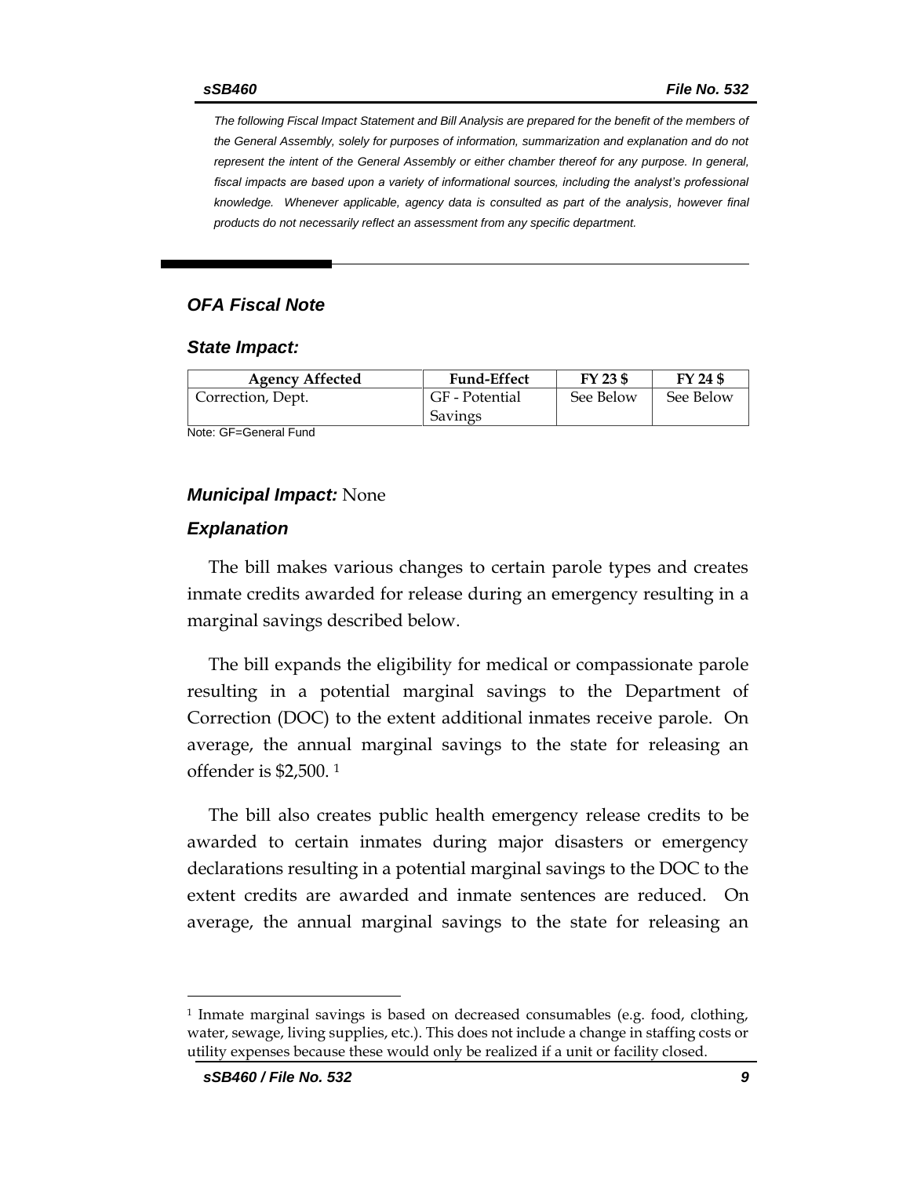*The following Fiscal Impact Statement and Bill Analysis are prepared for the benefit of the members of the General Assembly, solely for purposes of information, summarization and explanation and do not represent the intent of the General Assembly or either chamber thereof for any purpose. In general, fiscal impacts are based upon a variety of informational sources, including the analyst's professional knowledge. Whenever applicable, agency data is consulted as part of the analysis, however final products do not necessarily reflect an assessment from any specific department.*

---

### *OFA Fiscal Note*

#### *State Impact:*

| Agency Affected | Fund-Effect | FY 23 $ | FY 24 $ |
|---|---|---|---|
| Correction, Dept. | GF - Potential Savings | See Below | See Below |

Note: GF=General Fund

#### ***Municipal Impact:*** None

#### *Explanation*

The bill makes various changes to certain parole types and creates inmate credits awarded for release during an emergency resulting in a marginal savings described below.

The bill expands the eligibility for medical or compassionate parole resulting in a potential marginal savings to the Department of Correction (DOC) to the extent additional inmates receive parole. On average, the annual marginal savings to the state for releasing an offender is $2,500. [1]

The bill also creates public health emergency release credits to be awarded to certain inmates during major disasters or emergency declarations resulting in a potential marginal savings to the DOC to the extent credits are awarded and inmate sentences are reduced. On average, the annual marginal savings to the state for releasing an

[1] Inmate marginal savings is based on decreased consumables (e.g. food, clothing, water, sewage, living supplies, etc.). This does not include a change in staffing costs or utility expenses because these would only be realized if a unit or facility closed.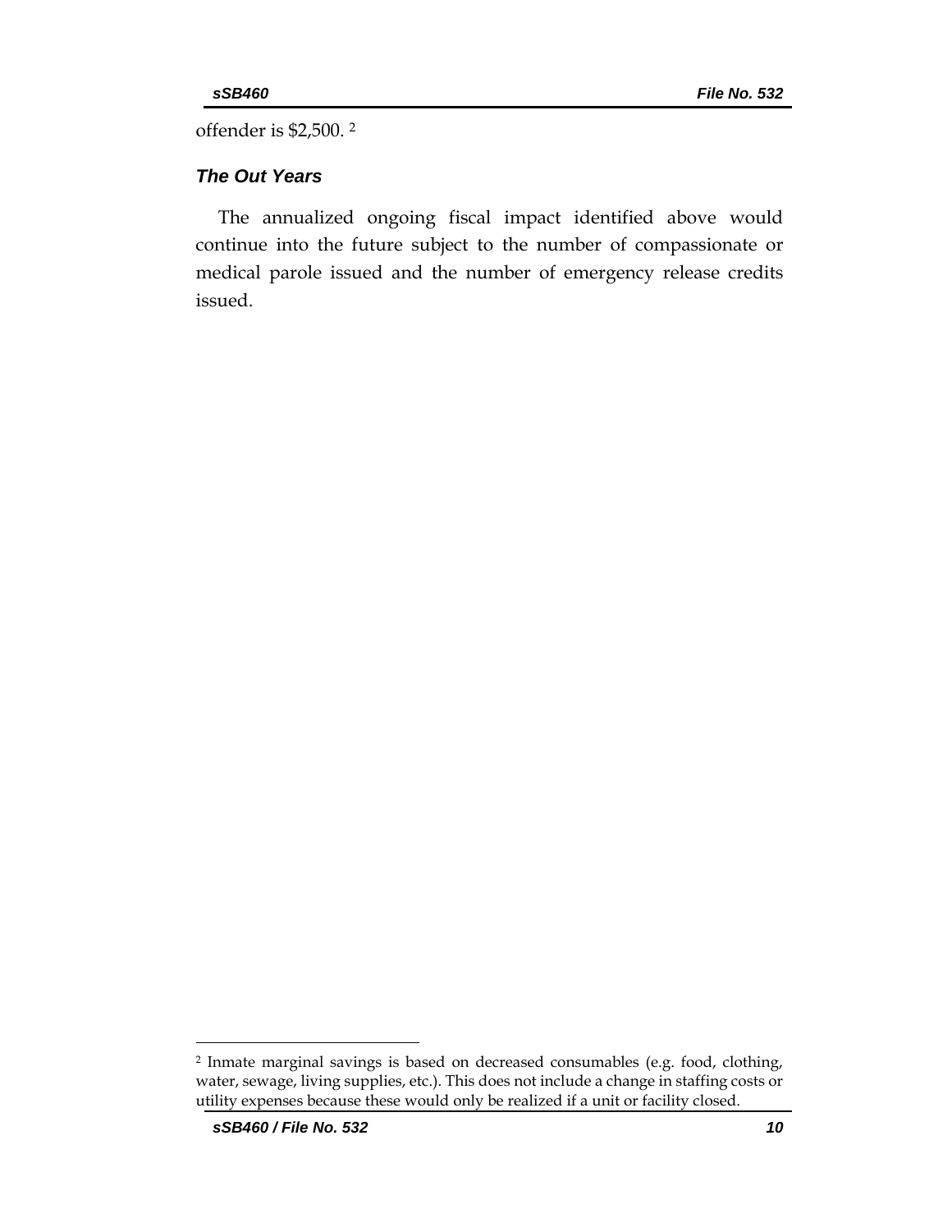offender is $2,500. [2]

### *The Out Years*

The annualized ongoing fiscal impact identified above would continue into the future subject to the number of compassionate or medical parole issued and the number of emergency release credits issued.

---

[2] Inmate marginal savings is based on decreased consumables (e.g. food, clothing, water, sewage, living supplies, etc.). This does not include a change in staffing costs or utility expenses because these would only be realized if a unit or facility closed.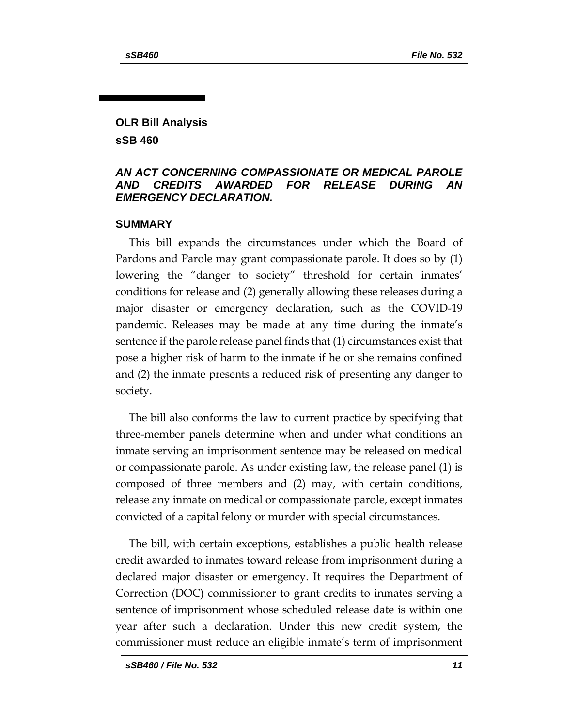**OLR Bill Analysis**

**sSB 460**

***AN ACT CONCERNING COMPASSIONATE OR MEDICAL PAROLE AND CREDITS AWARDED FOR RELEASE DURING AN EMERGENCY DECLARATION.***

## SUMMARY

This bill expands the circumstances under which the Board of Pardons and Parole may grant compassionate parole. It does so by (1) lowering the "danger to society" threshold for certain inmates' conditions for release and (2) generally allowing these releases during a major disaster or emergency declaration, such as the COVID-19 pandemic. Releases may be made at any time during the inmate's sentence if the parole release panel finds that (1) circumstances exist that pose a higher risk of harm to the inmate if he or she remains confined and (2) the inmate presents a reduced risk of presenting any danger to society.

The bill also conforms the law to current practice by specifying that three-member panels determine when and under what conditions an inmate serving an imprisonment sentence may be released on medical or compassionate parole. As under existing law, the release panel (1) is composed of three members and (2) may, with certain conditions, release any inmate on medical or compassionate parole, except inmates convicted of a capital felony or murder with special circumstances.

The bill, with certain exceptions, establishes a public health release credit awarded to inmates toward release from imprisonment during a declared major disaster or emergency. It requires the Department of Correction (DOC) commissioner to grant credits to inmates serving a sentence of imprisonment whose scheduled release date is within one year after such a declaration. Under this new credit system, the commissioner must reduce an eligible inmate's term of imprisonment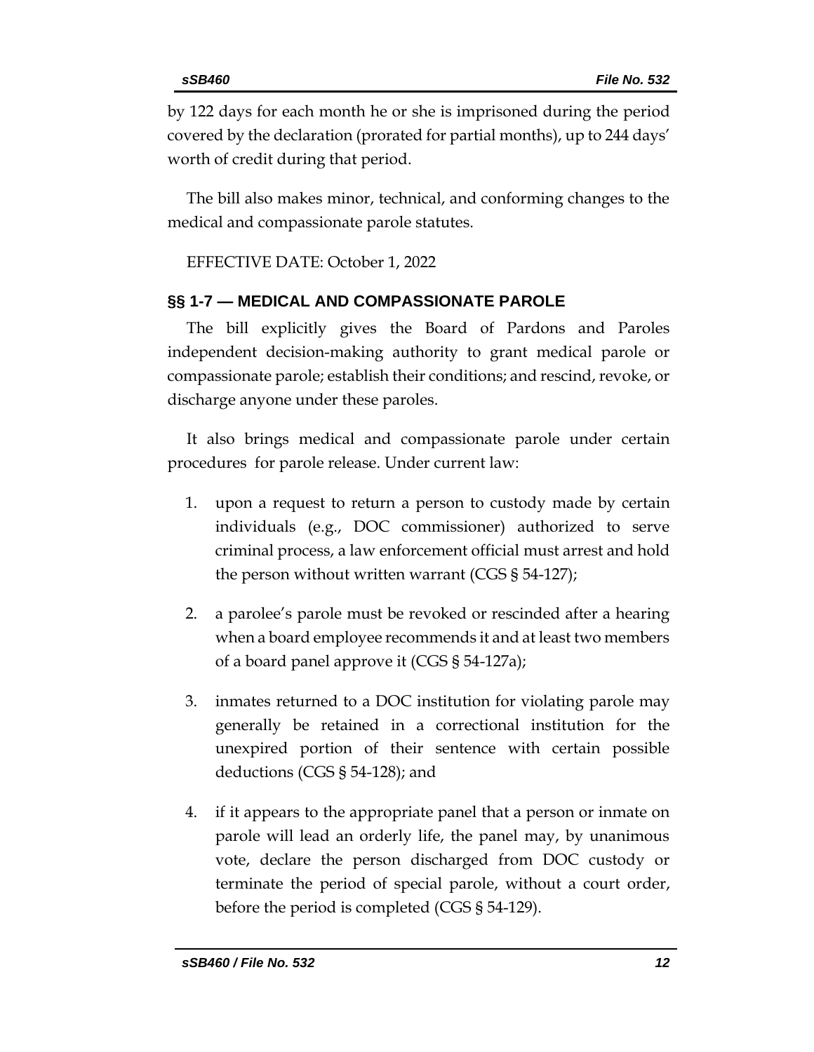by 122 days for each month he or she is imprisoned during the period covered by the declaration (prorated for partial months), up to 244 days' worth of credit during that period.

The bill also makes minor, technical, and conforming changes to the medical and compassionate parole statutes.

EFFECTIVE DATE: October 1, 2022

## §§ 1-7 — MEDICAL AND COMPASSIONATE PAROLE

The bill explicitly gives the Board of Pardons and Paroles independent decision-making authority to grant medical parole or compassionate parole; establish their conditions; and rescind, revoke, or discharge anyone under these paroles.

It also brings medical and compassionate parole under certain procedures for parole release. Under current law:

1. upon a request to return a person to custody made by certain individuals (e.g., DOC commissioner) authorized to serve criminal process, a law enforcement official must arrest and hold the person without written warrant (CGS § 54-127);

2. a parolee's parole must be revoked or rescinded after a hearing when a board employee recommends it and at least two members of a board panel approve it (CGS § 54-127a);

3. inmates returned to a DOC institution for violating parole may generally be retained in a correctional institution for the unexpired portion of their sentence with certain possible deductions (CGS § 54-128); and

4. if it appears to the appropriate panel that a person or inmate on parole will lead an orderly life, the panel may, by unanimous vote, declare the person discharged from DOC custody or terminate the period of special parole, without a court order, before the period is completed (CGS § 54-129).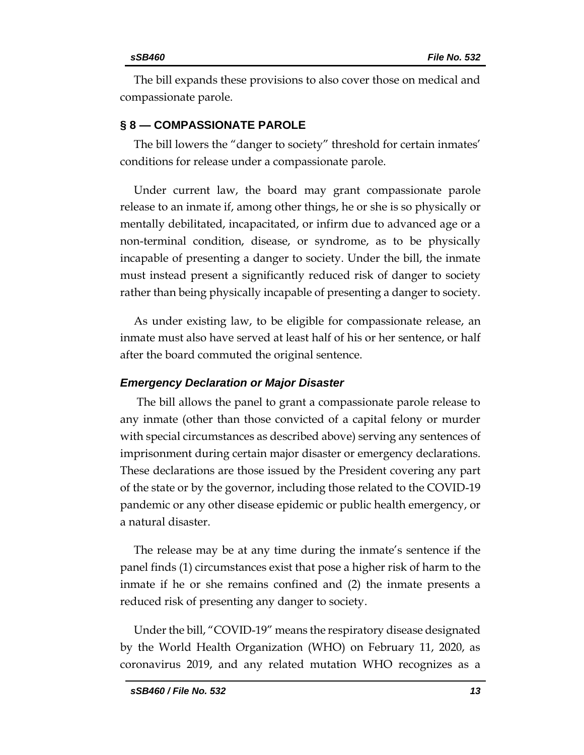The bill expands these provisions to also cover those on medical and compassionate parole.

## § 8 — COMPASSIONATE PAROLE

The bill lowers the "danger to society" threshold for certain inmates' conditions for release under a compassionate parole.

Under current law, the board may grant compassionate parole release to an inmate if, among other things, he or she is so physically or mentally debilitated, incapacitated, or infirm due to advanced age or a non-terminal condition, disease, or syndrome, as to be physically incapable of presenting a danger to society. Under the bill, the inmate must instead present a significantly reduced risk of danger to society rather than being physically incapable of presenting a danger to society.

As under existing law, to be eligible for compassionate release, an inmate must also have served at least half of his or her sentence, or half after the board commuted the original sentence.

### *Emergency Declaration or Major Disaster*

The bill allows the panel to grant a compassionate parole release to any inmate (other than those convicted of a capital felony or murder with special circumstances as described above) serving any sentences of imprisonment during certain major disaster or emergency declarations. These declarations are those issued by the President covering any part of the state or by the governor, including those related to the COVID-19 pandemic or any other disease epidemic or public health emergency, or a natural disaster.

The release may be at any time during the inmate's sentence if the panel finds (1) circumstances exist that pose a higher risk of harm to the inmate if he or she remains confined and (2) the inmate presents a reduced risk of presenting any danger to society.

Under the bill, "COVID-19" means the respiratory disease designated by the World Health Organization (WHO) on February 11, 2020, as coronavirus 2019, and any related mutation WHO recognizes as a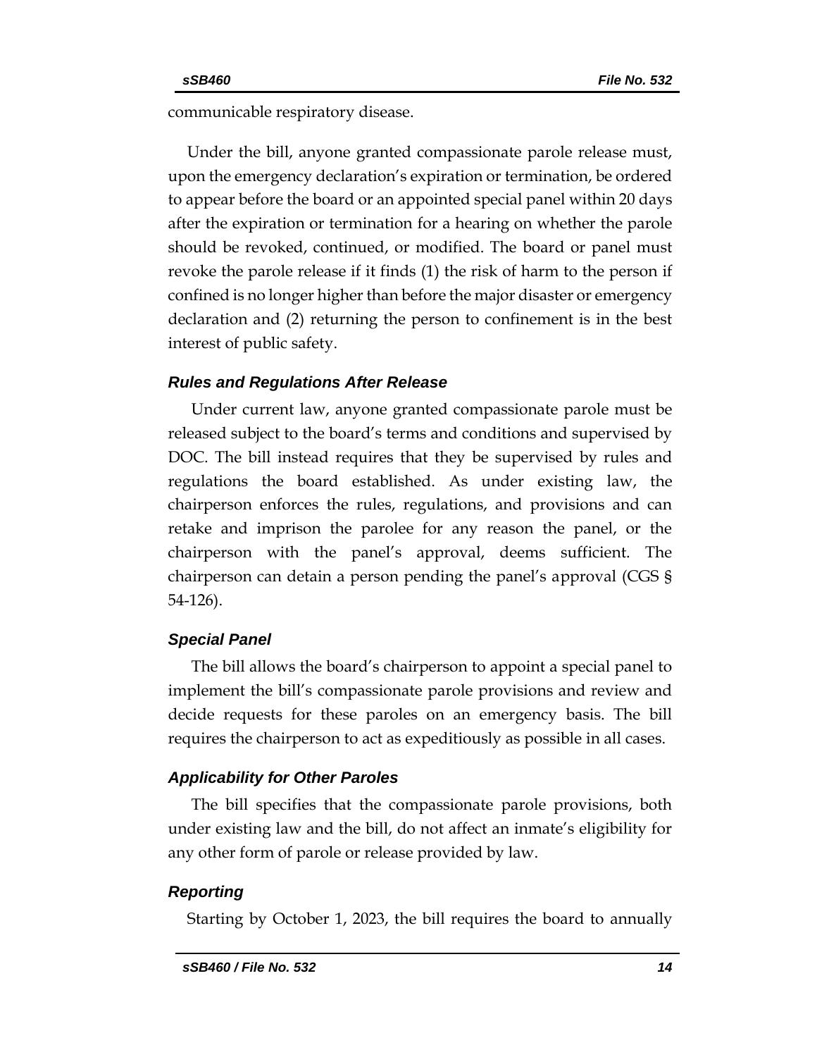communicable respiratory disease.

Under the bill, anyone granted compassionate parole release must, upon the emergency declaration's expiration or termination, be ordered to appear before the board or an appointed special panel within 20 days after the expiration or termination for a hearing on whether the parole should be revoked, continued, or modified. The board or panel must revoke the parole release if it finds (1) the risk of harm to the person if confined is no longer higher than before the major disaster or emergency declaration and (2) returning the person to confinement is in the best interest of public safety.

### *Rules and Regulations After Release*

Under current law, anyone granted compassionate parole must be released subject to the board's terms and conditions and supervised by DOC. The bill instead requires that they be supervised by rules and regulations the board established. As under existing law, the chairperson enforces the rules, regulations, and provisions and can retake and imprison the parolee for any reason the panel, or the chairperson with the panel's approval, deems sufficient. The chairperson can detain a person pending the panel's approval (CGS § 54-126).

### *Special Panel*

The bill allows the board's chairperson to appoint a special panel to implement the bill's compassionate parole provisions and review and decide requests for these paroles on an emergency basis. The bill requires the chairperson to act as expeditiously as possible in all cases.

### *Applicability for Other Paroles*

The bill specifies that the compassionate parole provisions, both under existing law and the bill, do not affect an inmate's eligibility for any other form of parole or release provided by law.

### *Reporting*

Starting by October 1, 2023, the bill requires the board to annually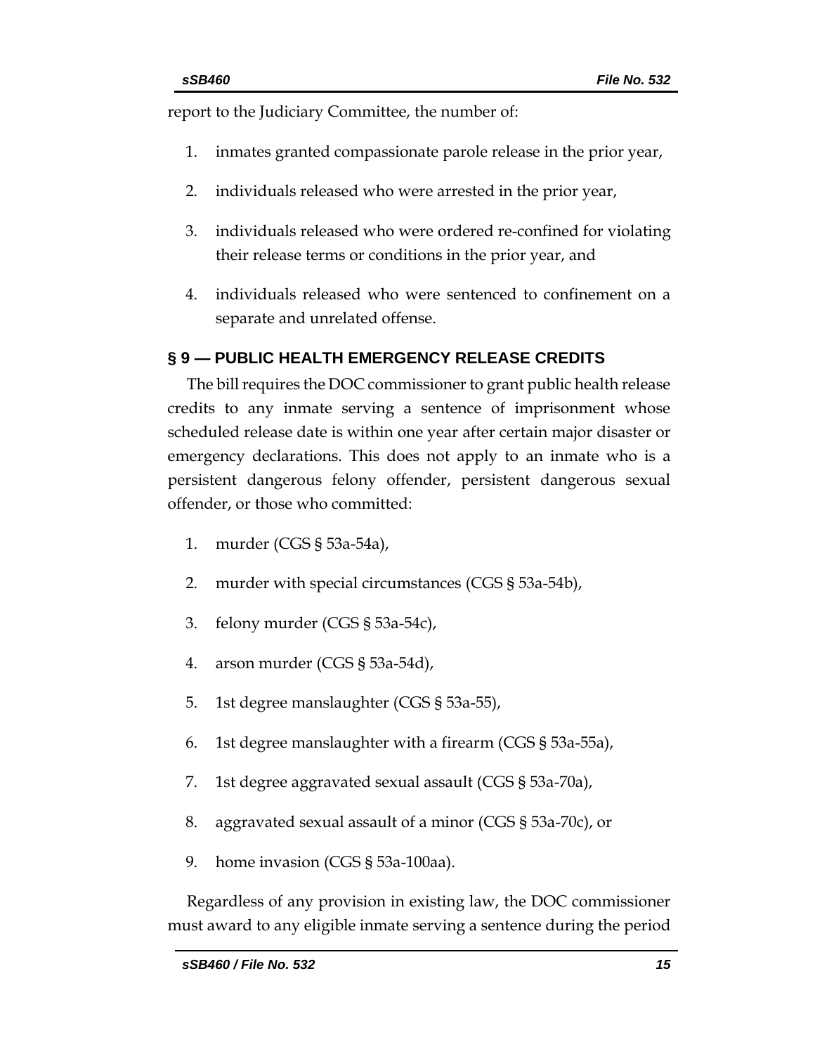report to the Judiciary Committee, the number of:

1. inmates granted compassionate parole release in the prior year,
2. individuals released who were arrested in the prior year,
3. individuals released who were ordered re-confined for violating their release terms or conditions in the prior year, and
4. individuals released who were sentenced to confinement on a separate and unrelated offense.

## § 9 — PUBLIC HEALTH EMERGENCY RELEASE CREDITS

The bill requires the DOC commissioner to grant public health release credits to any inmate serving a sentence of imprisonment whose scheduled release date is within one year after certain major disaster or emergency declarations. This does not apply to an inmate who is a persistent dangerous felony offender, persistent dangerous sexual offender, or those who committed:

1. murder (CGS § 53a-54a),
2. murder with special circumstances (CGS § 53a-54b),
3. felony murder (CGS § 53a-54c),
4. arson murder (CGS § 53a-54d),
5. 1st degree manslaughter (CGS § 53a-55),
6. 1st degree manslaughter with a firearm (CGS § 53a-55a),
7. 1st degree aggravated sexual assault (CGS § 53a-70a),
8. aggravated sexual assault of a minor (CGS § 53a-70c), or
9. home invasion (CGS § 53a-100aa).

Regardless of any provision in existing law, the DOC commissioner must award to any eligible inmate serving a sentence during the period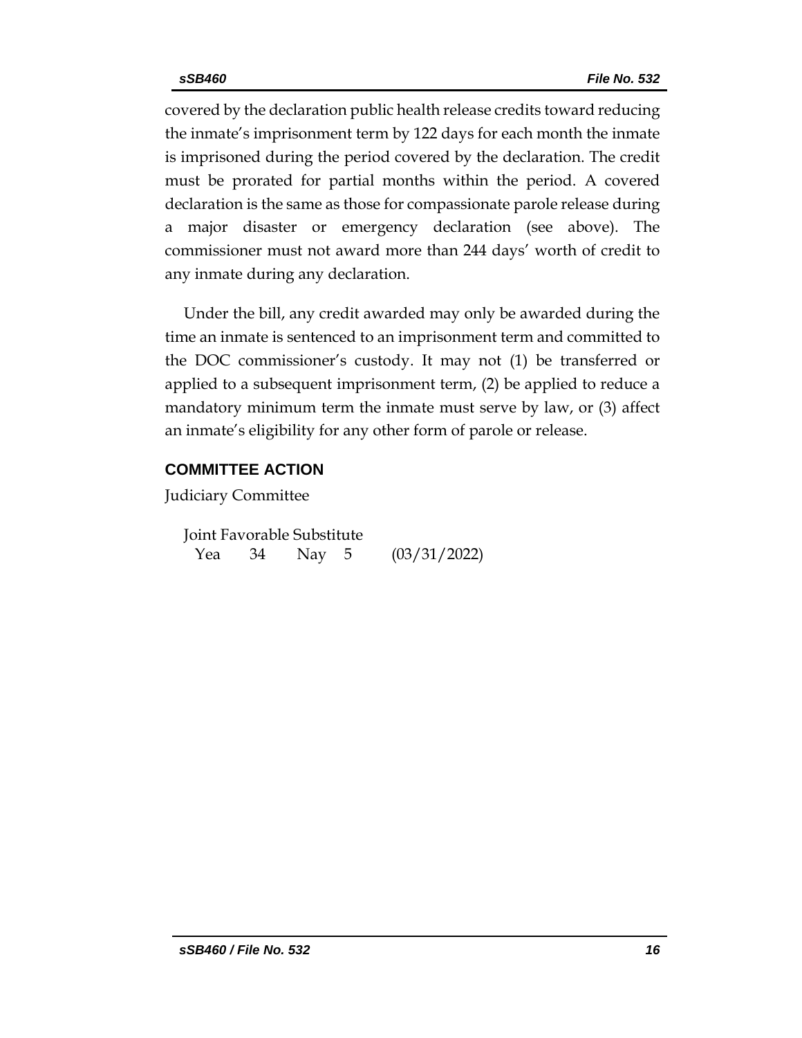covered by the declaration public health release credits toward reducing the inmate's imprisonment term by 122 days for each month the inmate is imprisoned during the period covered by the declaration. The credit must be prorated for partial months within the period. A covered declaration is the same as those for compassionate parole release during a major disaster or emergency declaration (see above). The commissioner must not award more than 244 days' worth of credit to any inmate during any declaration.

Under the bill, any credit awarded may only be awarded during the time an inmate is sentenced to an imprisonment term and committed to the DOC commissioner's custody. It may not (1) be transferred or applied to a subsequent imprisonment term, (2) be applied to reduce a mandatory minimum term the inmate must serve by law, or (3) affect an inmate's eligibility for any other form of parole or release.

## COMMITTEE ACTION

Judiciary Committee

Joint Favorable Substitute
Yea 34 Nay 5 (03/31/2022)